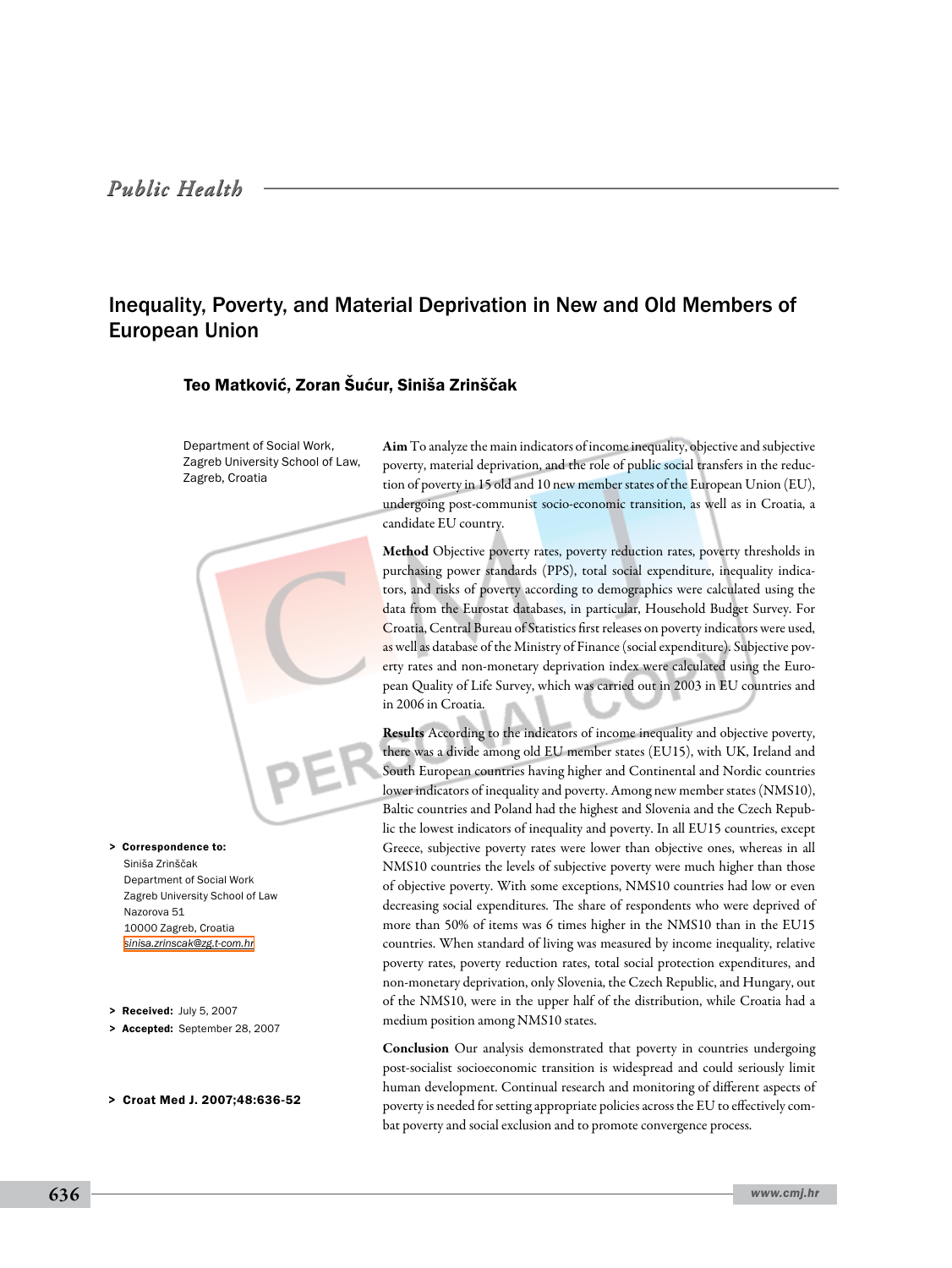Public Health

# Inequality, Poverty, and Material Deprivation in New and Old Members of European Union

**Teo Matković, Zoran Šućur, Siniša Zrinščak**

Department of Social Work, Zagreb University School of Law, Zagreb, Croatia

**Aim** To analyze the main indicators of income inequality, objective and subjective poverty, material deprivation, and the role of public social transfers in the reduction of poverty in 15 old and 10 new member states of the European Union (EU), undergoing post-communist socio-economic transition, as well as in Croatia, a candidate EU country.

**Method** Objective poverty rates, poverty reduction rates, poverty thresholds in purchasing power standards (PPS), total social expenditure, inequality indicators, and risks of poverty according to demographics were calculated using the data from the Eurostat databases, in particular, Household Budget Survey. For Croatia, Central Bureau of Statistics first releases on poverty indicators were used, as well as database of the Ministry of Finance (social expenditure). Subjective poverty rates and non-monetary deprivation index were calculated using the European Quality of Life Survey, which was carried out in 2003 in EU countries and in 2006 in Croatia.

**Results** According to the indicators of income inequality and objective poverty, there was a divide among old EU member states (EU15), with UK, Ireland and South European countries having higher and Continental and Nordic countries lower indicators of inequality and poverty. Among new member states (NMS10), Baltic countries and Poland had the highest and Slovenia and the Czech Republic the lowest indicators of inequality and poverty. In all EU15 countries, except Greece, subjective poverty rates were lower than objective ones, whereas in all NMS10 countries the levels of subjective poverty were much higher than those of objective poverty. With some exceptions, NMS10 countries had low or even decreasing social expenditures. The share of respondents who were deprived of more than 50% of items was 6 times higher in the NMS10 than in the EU15 countries. When standard of living was measured by income inequality, relative poverty rates, poverty reduction rates, total social protection expenditures, and non-monetary deprivation, only Slovenia, the Czech Republic, and Hungary, out of the NMS10, were in the upper half of the distribution, while Croatia had a medium position among NMS10 states.

**Conclusion** Our analysis demonstrated that poverty in countries undergoing post-socialist socioeconomic transition is widespread and could seriously limit human development. Continual research and monitoring of different aspects of poverty is needed for setting appropriate policies across the EU to effectively combat poverty and social exclusion and to promote convergence process.

> **Correspondence to:**
> Siniša Zrinščak
> Department of Social Work
> Zagreb University School of Law
> Nazorova 51
> 10000 Zagreb, Croatia
> sinisa.zrinscak@zg.t-com.hr

> **Received:** July 5, 2007
> **Accepted:** September 28, 2007

> **Croat Med J. 2007;48:636-52**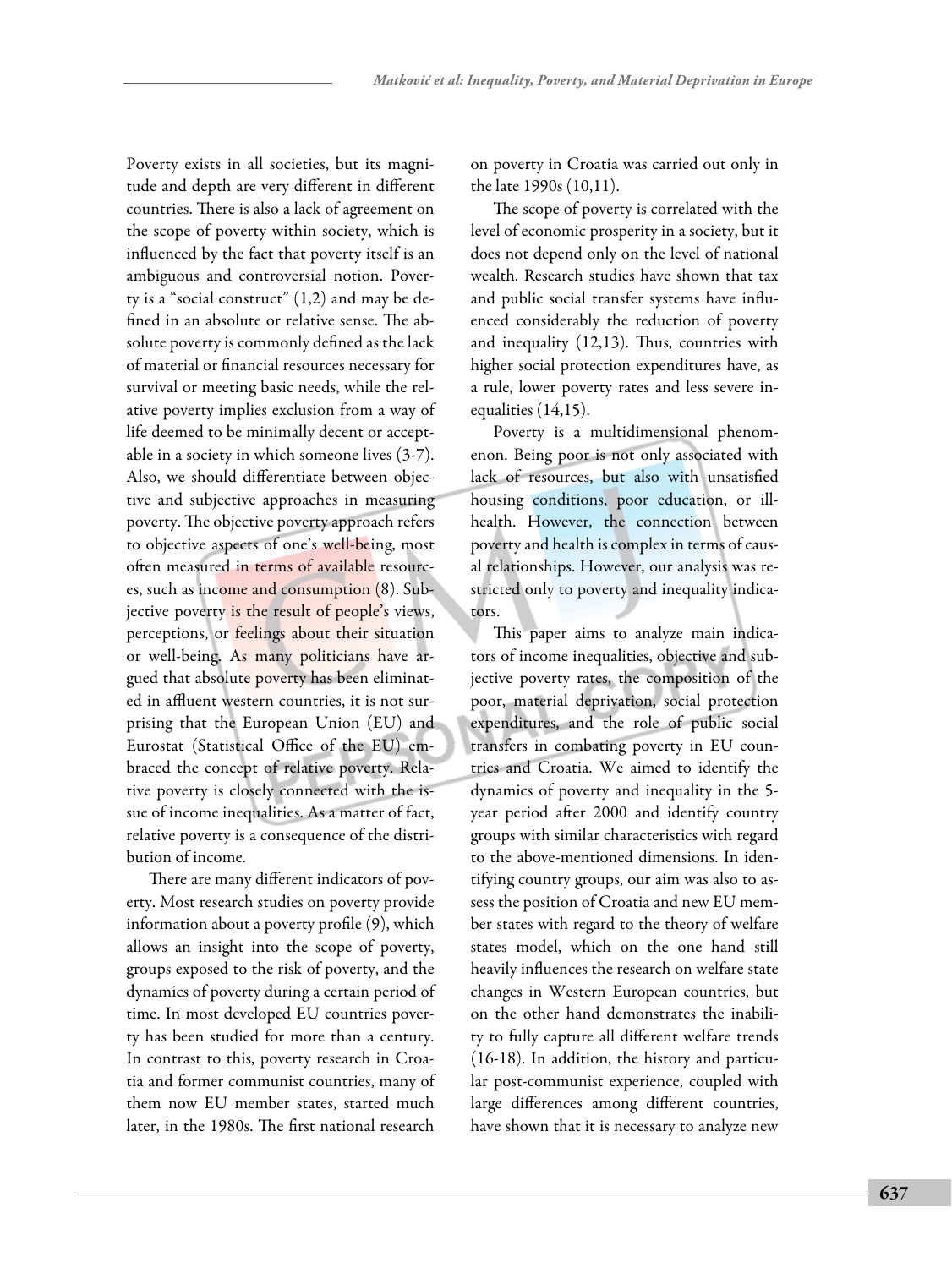Poverty exists in all societies, but its magnitude and depth are very different in different countries. There is also a lack of agreement on the scope of poverty within society, which is influenced by the fact that poverty itself is an ambiguous and controversial notion. Poverty is a "social construct" (1,2) and may be defined in an absolute or relative sense. The absolute poverty is commonly defined as the lack of material or financial resources necessary for survival or meeting basic needs, while the relative poverty implies exclusion from a way of life deemed to be minimally decent or acceptable in a society in which someone lives (3-7). Also, we should differentiate between objective and subjective approaches in measuring poverty. The objective poverty approach refers to objective aspects of one's well-being, most often measured in terms of available resources, such as income and consumption (8). Subjective poverty is the result of people's views, perceptions, or feelings about their situation or well-being. As many politicians have argued that absolute poverty has been eliminated in affluent western countries, it is not surprising that the European Union (EU) and Eurostat (Statistical Office of the EU) embraced the concept of relative poverty. Relative poverty is closely connected with the issue of income inequalities. As a matter of fact, relative poverty is a consequence of the distribution of income.

There are many different indicators of poverty. Most research studies on poverty provide information about a poverty profile (9), which allows an insight into the scope of poverty, groups exposed to the risk of poverty, and the dynamics of poverty during a certain period of time. In most developed EU countries poverty has been studied for more than a century. In contrast to this, poverty research in Croatia and former communist countries, many of them now EU member states, started much later, in the 1980s. The first national research on poverty in Croatia was carried out only in the late 1990s (10,11).

The scope of poverty is correlated with the level of economic prosperity in a society, but it does not depend only on the level of national wealth. Research studies have shown that tax and public social transfer systems have influenced considerably the reduction of poverty and inequality (12,13). Thus, countries with higher social protection expenditures have, as a rule, lower poverty rates and less severe inequalities (14,15).

Poverty is a multidimensional phenomenon. Being poor is not only associated with lack of resources, but also with unsatisfied housing conditions, poor education, or ill-health. However, the connection between poverty and health is complex in terms of causal relationships. However, our analysis was restricted only to poverty and inequality indicators.

This paper aims to analyze main indicators of income inequalities, objective and subjective poverty rates, the composition of the poor, material deprivation, social protection expenditures, and the role of public social transfers in combating poverty in EU countries and Croatia. We aimed to identify the dynamics of poverty and inequality in the 5-year period after 2000 and identify country groups with similar characteristics with regard to the above-mentioned dimensions. In identifying country groups, our aim was also to assess the position of Croatia and new EU member states with regard to the theory of welfare states model, which on the one hand still heavily influences the research on welfare state changes in Western European countries, but on the other hand demonstrates the inability to fully capture all different welfare trends (16-18). In addition, the history and particular post-communist experience, coupled with large differences among different countries, have shown that it is necessary to analyze new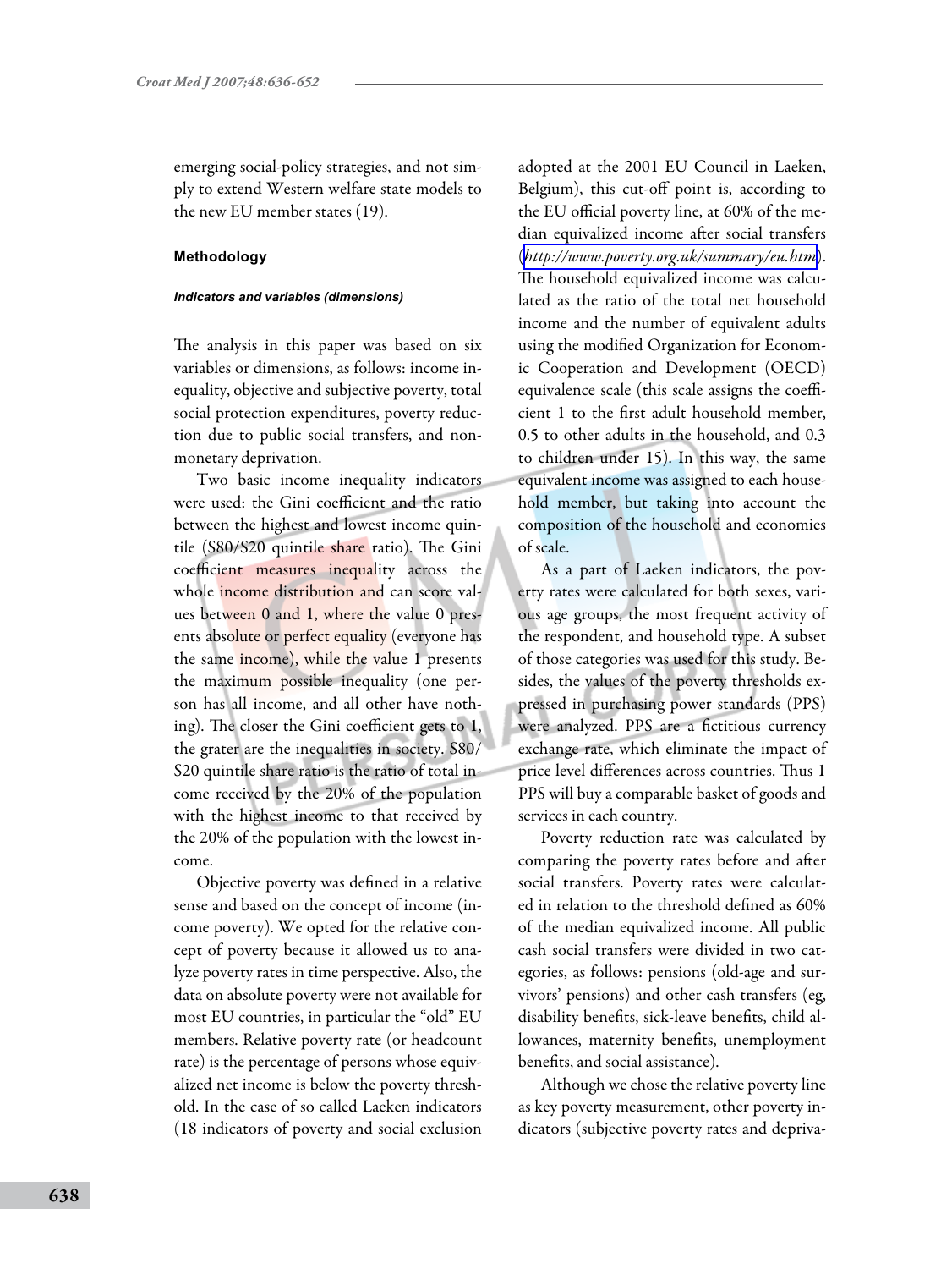emerging social-policy strategies, and not simply to extend Western welfare state models to the new EU member states (19).

## Methodology

### *Indicators and variables (dimensions)*

The analysis in this paper was based on six variables or dimensions, as follows: income inequality, objective and subjective poverty, total social protection expenditures, poverty reduction due to public social transfers, and non-monetary deprivation.

Two basic income inequality indicators were used: the Gini coefficient and the ratio between the highest and lowest income quintile (S80/S20 quintile share ratio). The Gini coefficient measures inequality across the whole income distribution and can score values between 0 and 1, where the value 0 presents absolute or perfect equality (everyone has the same income), while the value 1 presents the maximum possible inequality (one person has all income, and all other have nothing). The closer the Gini coefficient gets to 1, the grater are the inequalities in society. S80/S20 quintile share ratio is the ratio of total income received by the 20% of the population with the highest income to that received by the 20% of the population with the lowest income.

Objective poverty was defined in a relative sense and based on the concept of income (income poverty). We opted for the relative concept of poverty because it allowed us to analyze poverty rates in time perspective. Also, the data on absolute poverty were not available for most EU countries, in particular the "old" EU members. Relative poverty rate (or headcount rate) is the percentage of persons whose equivalized net income is below the poverty threshold. In the case of so called Laeken indicators (18 indicators of poverty and social exclusion adopted at the 2001 EU Council in Laeken, Belgium), this cut-off point is, according to the EU official poverty line, at 60% of the median equivalized income after social transfers (*http://www.poverty.org.uk/summary/eu.htm*). The household equivalized income was calculated as the ratio of the total net household income and the number of equivalent adults using the modified Organization for Economic Cooperation and Development (OECD) equivalence scale (this scale assigns the coefficient 1 to the first adult household member, 0.5 to other adults in the household, and 0.3 to children under 15). In this way, the same equivalent income was assigned to each household member, but taking into account the composition of the household and economies of scale.

As a part of Laeken indicators, the poverty rates were calculated for both sexes, various age groups, the most frequent activity of the respondent, and household type. A subset of those categories was used for this study. Besides, the values of the poverty thresholds expressed in purchasing power standards (PPS) were analyzed. PPS are a fictitious currency exchange rate, which eliminate the impact of price level differences across countries. Thus 1 PPS will buy a comparable basket of goods and services in each country.

Poverty reduction rate was calculated by comparing the poverty rates before and after social transfers. Poverty rates were calculated in relation to the threshold defined as 60% of the median equivalized income. All public cash social transfers were divided in two categories, as follows: pensions (old-age and survivors' pensions) and other cash transfers (eg, disability benefits, sick-leave benefits, child allowances, maternity benefits, unemployment benefits, and social assistance).

Although we chose the relative poverty line as key poverty measurement, other poverty indicators (subjective poverty rates and depriva-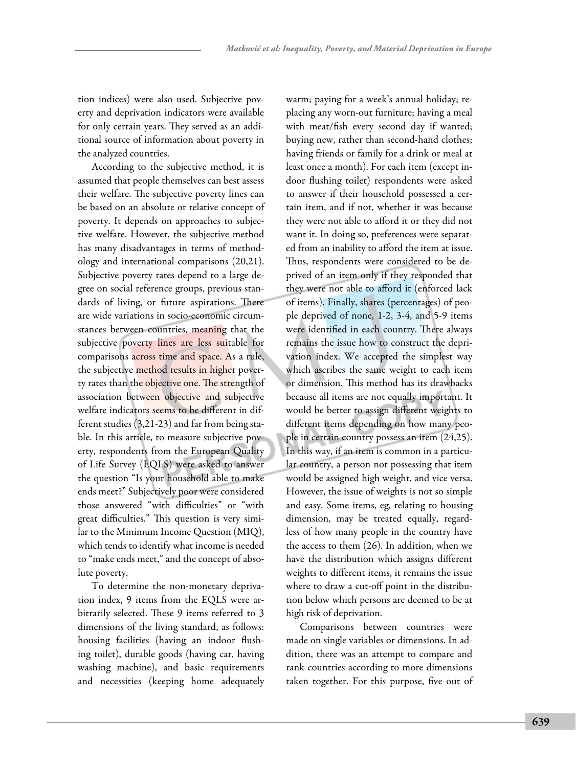tion indices) were also used. Subjective poverty and deprivation indicators were available for only certain years. They served as an additional source of information about poverty in the analyzed countries.

According to the subjective method, it is assumed that people themselves can best assess their welfare. The subjective poverty lines can be based on an absolute or relative concept of poverty. It depends on approaches to subjective welfare. However, the subjective method has many disadvantages in terms of methodology and international comparisons (20,21). Subjective poverty rates depend to a large degree on social reference groups, previous standards of living, or future aspirations. There are wide variations in socio-economic circumstances between countries, meaning that the subjective poverty lines are less suitable for comparisons across time and space. As a rule, the subjective method results in higher poverty rates than the objective one. The strength of association between objective and subjective welfare indicators seems to be different in different studies (3,21-23) and far from being stable. In this article, to measure subjective poverty, respondents from the European Quality of Life Survey (EQLS) were asked to answer the question "Is your household able to make ends meet?" Subjectively poor were considered those answered "with difficulties" or "with great difficulties." This question is very similar to the Minimum Income Question (MIQ), which tends to identify what income is needed to "make ends meet," and the concept of absolute poverty.

To determine the non-monetary deprivation index, 9 items from the EQLS were arbitrarily selected. These 9 items referred to 3 dimensions of the living standard, as follows: housing facilities (having an indoor flushing toilet), durable goods (having car, having washing machine), and basic requirements and necessities (keeping home adequately warm; paying for a week's annual holiday; replacing any worn-out furniture; having a meal with meat/fish every second day if wanted; buying new, rather than second-hand clothes; having friends or family for a drink or meal at least once a month). For each item (except indoor flushing toilet) respondents were asked to answer if their household possessed a certain item, and if not, whether it was because they were not able to afford it or they did not want it. In doing so, preferences were separated from an inability to afford the item at issue. Thus, respondents were considered to be deprived of an item only if they responded that they were not able to afford it (enforced lack of items). Finally, shares (percentages) of people deprived of none, 1-2, 3-4, and 5-9 items were identified in each country. There always remains the issue how to construct the deprivation index. We accepted the simplest way which ascribes the same weight to each item or dimension. This method has its drawbacks because all items are not equally important. It would be better to assign different weights to different items depending on how many people in certain country possess an item (24,25). In this way, if an item is common in a particular country, a person not possessing that item would be assigned high weight, and vice versa. However, the issue of weights is not so simple and easy. Some items, eg, relating to housing dimension, may be treated equally, regardless of how many people in the country have the access to them (26). In addition, when we have the distribution which assigns different weights to different items, it remains the issue where to draw a cut-off point in the distribution below which persons are deemed to be at high risk of deprivation.

Comparisons between countries were made on single variables or dimensions. In addition, there was an attempt to compare and rank countries according to more dimensions taken together. For this purpose, five out of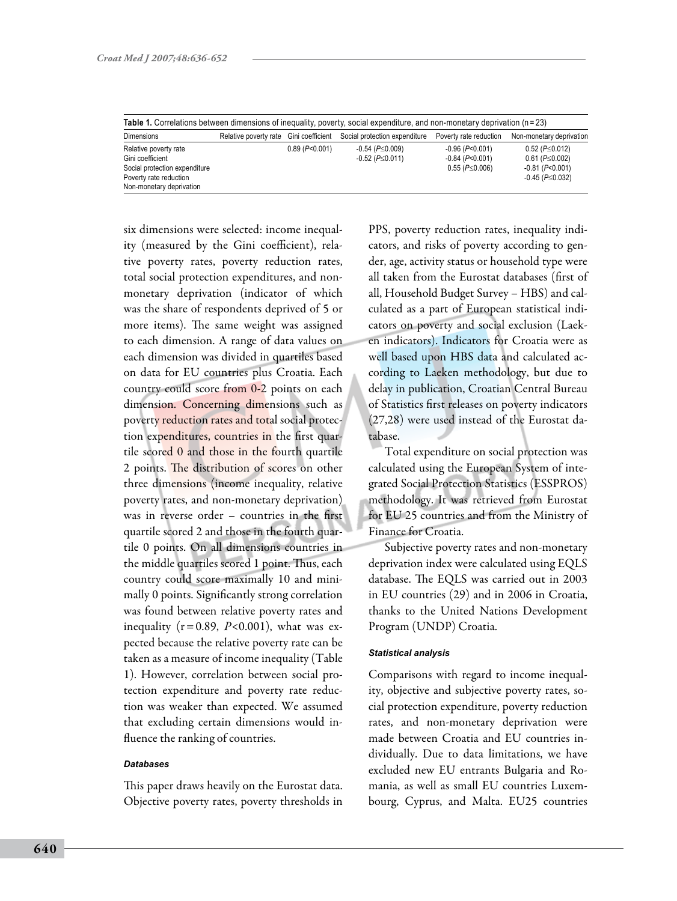**Table 1.** Correlations between dimensions of inequality, poverty, social expenditure, and non-monetary deprivation (n = 23)

| Dimensions | Relative poverty rate | Gini coefficient | Social protection expenditure | Poverty rate reduction | Non-monetary deprivation |
|---|---|---|---|---|---|
| Relative poverty rate | | 0.89 ($P$<0.001) | -0.54 ($P$≤0.009) | -0.96 ($P$<0.001) | 0.52 ($P$≤0.012) |
| Gini coefficient | | | -0.52 ($P$≤0.011) | -0.84 ($P$<0.001) | 0.61 ($P$≤0.002) |
| Social protection expenditure | | | | 0.55 ($P$≤0.006) | -0.81 ($P$<0.001) |
| Poverty rate reduction | | | | | -0.45 ($P$≤0.032) |
| Non-monetary deprivation | | | | | |

six dimensions were selected: income inequality (measured by the Gini coefficient), relative poverty rates, poverty reduction rates, total social protection expenditures, and non-monetary deprivation (indicator of which was the share of respondents deprived of 5 or more items). The same weight was assigned to each dimension. A range of data values on each dimension was divided in quartiles based on data for EU countries plus Croatia. Each country could score from 0-2 points on each dimension. Concerning dimensions such as poverty reduction rates and total social protection expenditures, countries in the first quartile scored 0 and those in the fourth quartile 2 points. The distribution of scores on other three dimensions (income inequality, relative poverty rates, and non-monetary deprivation) was in reverse order – countries in the first quartile scored 2 and those in the fourth quartile 0 points. On all dimensions countries in the middle quartiles scored 1 point. Thus, each country could score maximally 10 and minimally 0 points. Significantly strong correlation was found between relative poverty rates and inequality (r = 0.89, $P$<0.001), what was expected because the relative poverty rate can be taken as a measure of income inequality (Table 1). However, correlation between social protection expenditure and poverty rate reduction was weaker than expected. We assumed that excluding certain dimensions would influence the ranking of countries.

#### *Databases*

This paper draws heavily on the Eurostat data. Objective poverty rates, poverty thresholds in PPS, poverty reduction rates, inequality indicators, and risks of poverty according to gender, age, activity status or household type were all taken from the Eurostat databases (first of all, Household Budget Survey – HBS) and calculated as a part of European statistical indicators on poverty and social exclusion (Laeken indicators). Indicators for Croatia were as well based upon HBS data and calculated according to Laeken methodology, but due to delay in publication, Croatian Central Bureau of Statistics first releases on poverty indicators (27,28) were used instead of the Eurostat database.

Total expenditure on social protection was calculated using the European System of integrated Social Protection Statistics (ESSPROS) methodology. It was retrieved from Eurostat for EU 25 countries and from the Ministry of Finance for Croatia.

Subjective poverty rates and non-monetary deprivation index were calculated using EQLS database. The EQLS was carried out in 2003 in EU countries (29) and in 2006 in Croatia, thanks to the United Nations Development Program (UNDP) Croatia.

#### *Statistical analysis*

Comparisons with regard to income inequality, objective and subjective poverty rates, social protection expenditure, poverty reduction rates, and non-monetary deprivation were made between Croatia and EU countries individually. Due to data limitations, we have excluded new EU entrants Bulgaria and Romania, as well as small EU countries Luxembourg, Cyprus, and Malta. EU25 countries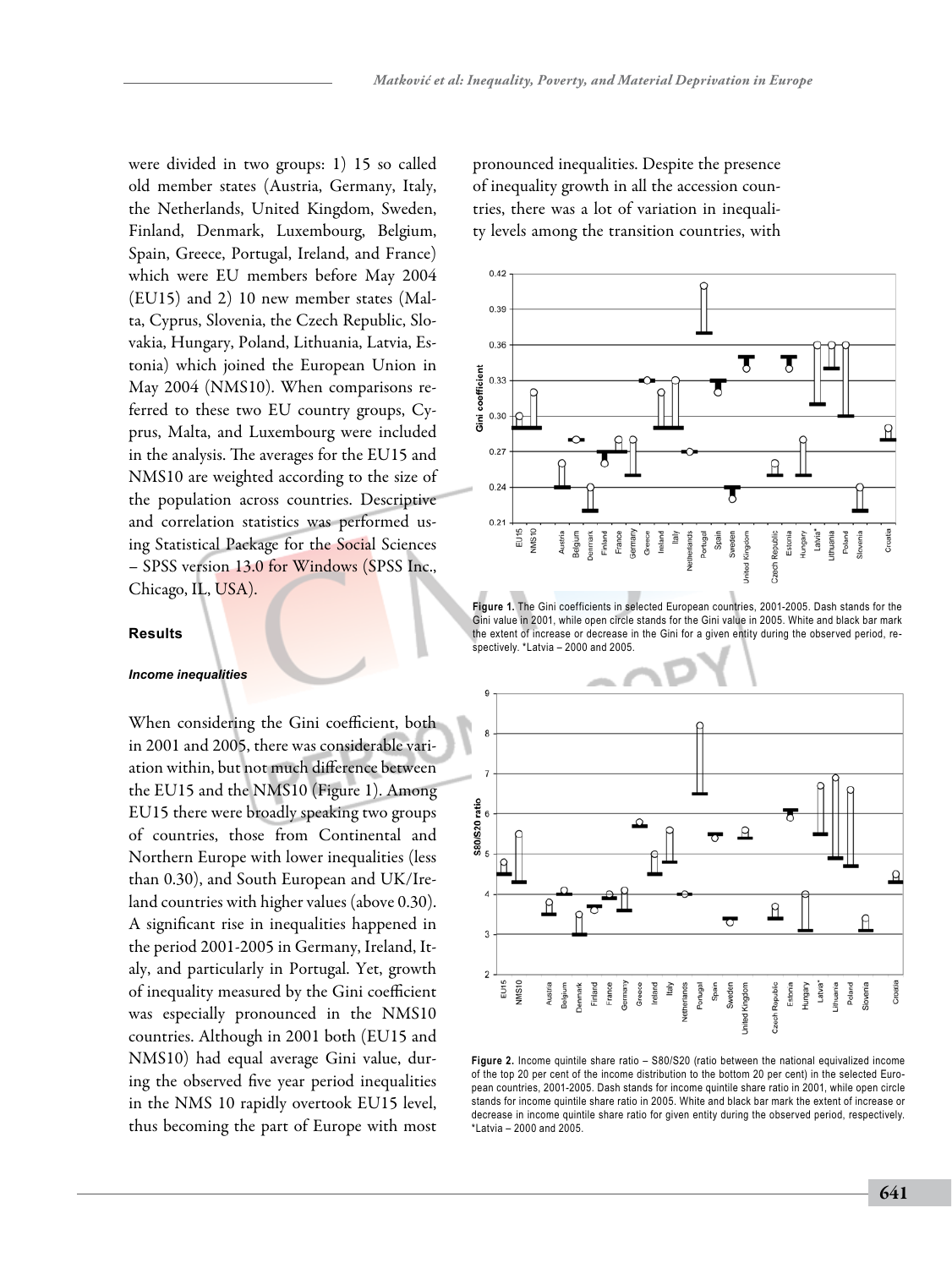were divided in two groups: 1) 15 so called old member states (Austria, Germany, Italy, the Netherlands, United Kingdom, Sweden, Finland, Denmark, Luxembourg, Belgium, Spain, Greece, Portugal, Ireland, and France) which were EU members before May 2004 (EU15) and 2) 10 new member states (Malta, Cyprus, Slovenia, the Czech Republic, Slovakia, Hungary, Poland, Lithuania, Latvia, Estonia) which joined the European Union in May 2004 (NMS10). When comparisons referred to these two EU country groups, Cyprus, Malta, and Luxembourg were included in the analysis. The averages for the EU15 and NMS10 are weighted according to the size of the population across countries. Descriptive and correlation statistics was performed using Statistical Package for the Social Sciences – SPSS version 13.0 for Windows (SPSS Inc., Chicago, IL, USA).

## Results

### *Income inequalities*

When considering the Gini coefficient, both in 2001 and 2005, there was considerable variation within, but not much difference between the EU15 and the NMS10 (Figure 1). Among EU15 there were broadly speaking two groups of countries, those from Continental and Northern Europe with lower inequalities (less than 0.30), and South European and UK/Ireland countries with higher values (above 0.30). A significant rise in inequalities happened in the period 2001-2005 in Germany, Ireland, Italy, and particularly in Portugal. Yet, growth of inequality measured by the Gini coefficient was especially pronounced in the NMS10 countries. Although in 2001 both (EU15 and NMS10) had equal average Gini value, during the observed five year period inequalities in the NMS 10 rapidly overtook EU15 level, thus becoming the part of Europe with most pronounced inequalities. Despite the presence of inequality growth in all the accession countries, there was a lot of variation in inequality levels among the transition countries, with

**Figure 1.** The Gini coefficients in selected European countries, 2001-2005. Dash stands for the Gini value in 2001, while open circle stands for the Gini value in 2005. White and black bar mark the extent of increase or decrease in the Gini for a given entity during the observed period, respectively. *Latvia – 2000 and 2005.

**Figure 2.** Income quintile share ratio – S80/S20 (ratio between the national equivalized income of the top 20 per cent of the income distribution to the bottom 20 per cent) in the selected European countries, 2001-2005. Dash stands for income quintile share ratio in 2001, while open circle stands for income quintile share ratio in 2005. White and black bar mark the extent of increase or decrease in income quintile share ratio for given entity during the observed period, respectively. *Latvia – 2000 and 2005.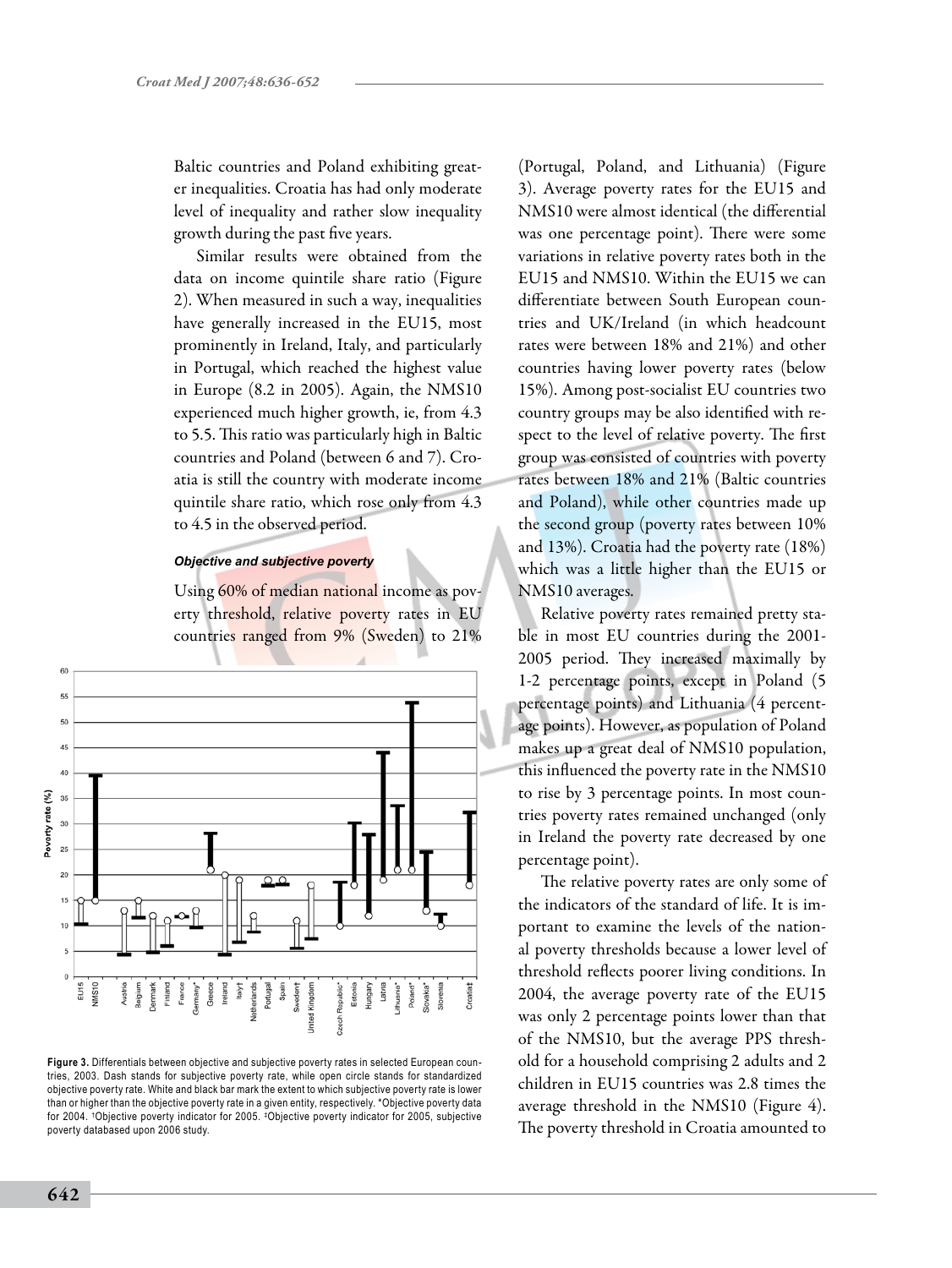Baltic countries and Poland exhibiting greater inequalities. Croatia has had only moderate level of inequality and rather slow inequality growth during the past five years.

Similar results were obtained from the data on income quintile share ratio (Figure 2). When measured in such a way, inequalities have generally increased in the EU15, most prominently in Ireland, Italy, and particularly in Portugal, which reached the highest value in Europe (8.2 in 2005). Again, the NMS10 experienced much higher growth, ie, from 4.3 to 5.5. This ratio was particularly high in Baltic countries and Poland (between 6 and 7). Croatia is still the country with moderate income quintile share ratio, which rose only from 4.3 to 4.5 in the observed period.

### *Objective and subjective poverty*

Using 60% of median national income as poverty threshold, relative poverty rates in EU countries ranged from 9% (Sweden) to 21% (Portugal, Poland, and Lithuania) (Figure 3). Average poverty rates for the EU15 and NMS10 were almost identical (the differential was one percentage point). There were some variations in relative poverty rates both in the EU15 and NMS10. Within the EU15 we can differentiate between South European countries and UK/Ireland (in which headcount rates were between 18% and 21%) and other countries having lower poverty rates (below 15%). Among post-socialist EU countries two country groups may be also identified with respect to the level of relative poverty. The first group was consisted of countries with poverty rates between 18% and 21% (Baltic countries and Poland), while other countries made up the second group (poverty rates between 10% and 13%). Croatia had the poverty rate (18%) which was a little higher than the EU15 or NMS10 averages.

**Figure 3.** Differentials between objective and subjective poverty rates in selected European countries, 2003. Dash stands for subjective poverty rate, while open circle stands for standardized objective poverty rate. White and black bar mark the extent to which subjective poverty rate is lower than or higher than the objective poverty rate in a given entity, respectively. *Objective poverty data for 2004. †Objective poverty indicator for 2005. ‡Objective poverty indicator for 2005, subjective poverty databased upon 2006 study.

Relative poverty rates remained pretty stable in most EU countries during the 2001-2005 period. They increased maximally by 1-2 percentage points, except in Poland (5 percentage points) and Lithuania (4 percentage points). However, as population of Poland makes up a great deal of NMS10 population, this influenced the poverty rate in the NMS10 to rise by 3 percentage points. In most countries poverty rates remained unchanged (only in Ireland the poverty rate decreased by one percentage point).

The relative poverty rates are only some of the indicators of the standard of life. It is important to examine the levels of the national poverty thresholds because a lower level of threshold reflects poorer living conditions. In 2004, the average poverty rate of the EU15 was only 2 percentage points lower than that of the NMS10, but the average PPS threshold for a household comprising 2 adults and 2 children in EU15 countries was 2.8 times the average threshold in the NMS10 (Figure 4). The poverty threshold in Croatia amounted to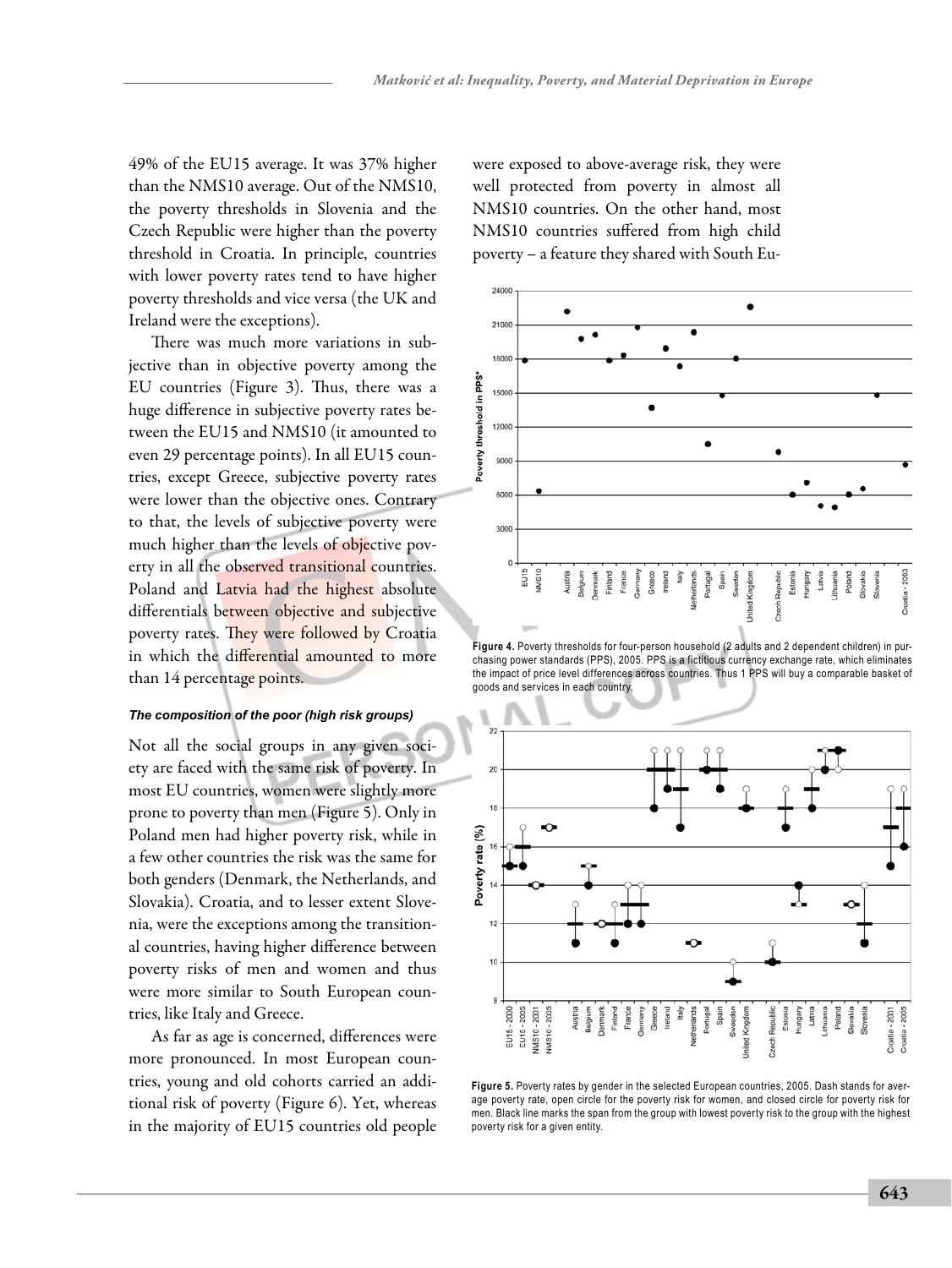49% of the EU15 average. It was 37% higher than the NMS10 average. Out of the NMS10, the poverty thresholds in Slovenia and the Czech Republic were higher than the poverty threshold in Croatia. In principle, countries with lower poverty rates tend to have higher poverty thresholds and vice versa (the UK and Ireland were the exceptions).

There was much more variations in subjective than in objective poverty among the EU countries (Figure 3). Thus, there was a huge difference in subjective poverty rates between the EU15 and NMS10 (it amounted to even 29 percentage points). In all EU15 countries, except Greece, subjective poverty rates were lower than the objective ones. Contrary to that, the levels of subjective poverty were much higher than the levels of objective poverty in all the observed transitional countries. Poland and Latvia had the highest absolute differentials between objective and subjective poverty rates. They were followed by Croatia in which the differential amounted to more than 14 percentage points.

#### *The composition of the poor (high risk groups)*

Not all the social groups in any given society are faced with the same risk of poverty. In most EU countries, women were slightly more prone to poverty than men (Figure 5). Only in Poland men had higher poverty risk, while in a few other countries the risk was the same for both genders (Denmark, the Netherlands, and Slovakia). Croatia, and to lesser extent Slovenia, were the exceptions among the transitional countries, having higher difference between poverty risks of men and women and thus were more similar to South European countries, like Italy and Greece.

As far as age is concerned, differences were more pronounced. In most European countries, young and old cohorts carried an additional risk of poverty (Figure 6). Yet, whereas in the majority of EU15 countries old people were exposed to above-average risk, they were well protected from poverty in almost all NMS10 countries. On the other hand, most NMS10 countries suffered from high child poverty – a feature they shared with South Eu-

**Figure 4.** Poverty thresholds for four-person household (2 adults and 2 dependent children) in purchasing power standards (PPS), 2005. PPS is a fictitious currency exchange rate, which eliminates the impact of price level differences across countries. Thus 1 PPS will buy a comparable basket of goods and services in each country.

**Figure 5.** Poverty rates by gender in the selected European countries, 2005. Dash stands for average poverty rate, open circle for the poverty risk for women, and closed circle for poverty risk for men. Black line marks the span from the group with lowest poverty risk to the group with the highest poverty risk for a given entity.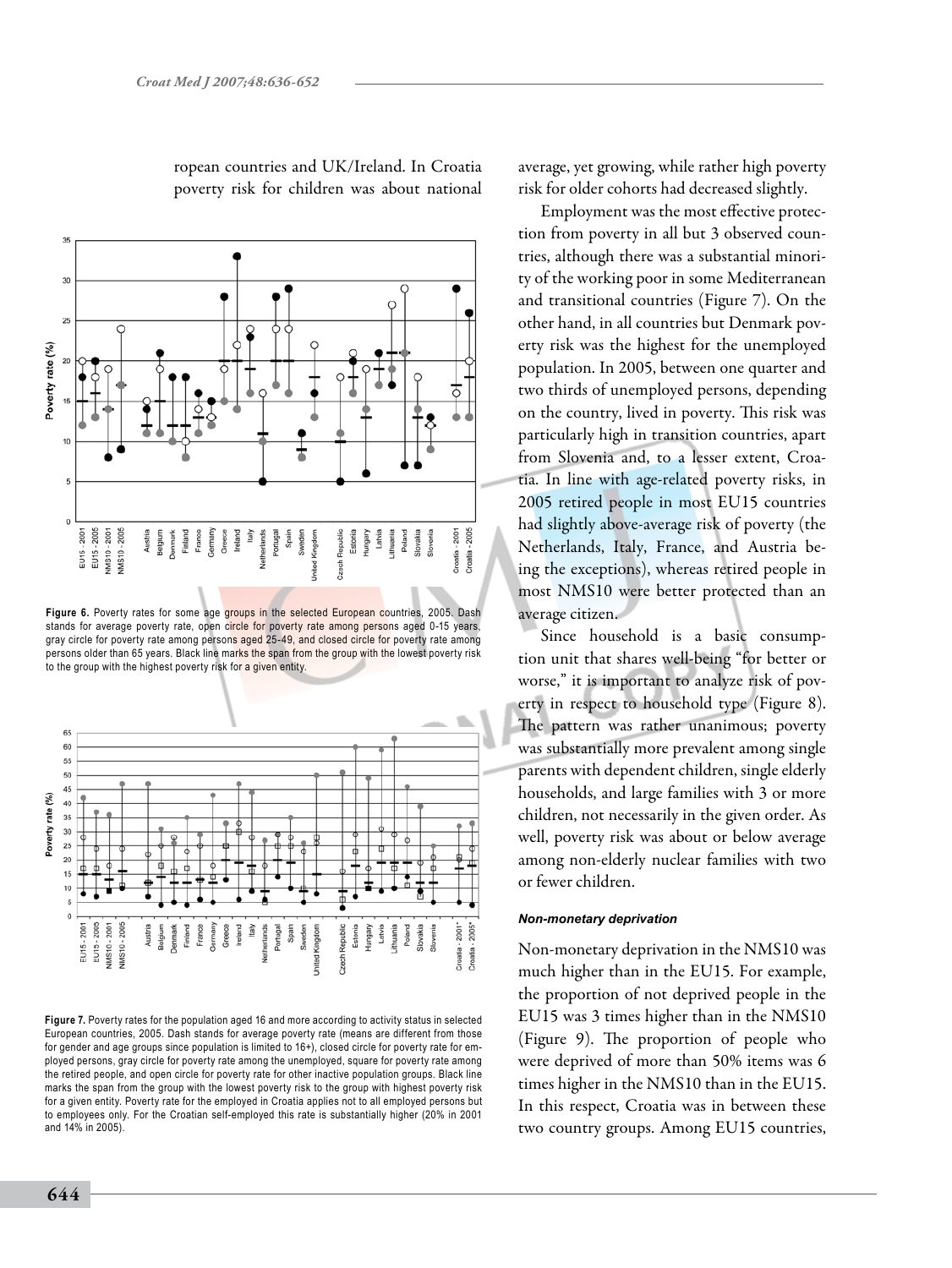ropean countries and UK/Ireland. In Croatia poverty risk for children was about national average, yet growing, while rather high poverty risk for older cohorts had decreased slightly.

**Figure 6.** Poverty rates for some age groups in the selected European countries, 2005. Dash stands for average poverty rate, open circle for poverty rate among persons aged 0-15 years, gray circle for poverty rate among persons aged 25-49, and closed circle for poverty rate among persons older than 65 years. Black line marks the span from the group with the lowest poverty risk to the group with the highest poverty risk for a given entity.

**Figure 7.** Poverty rates for the population aged 16 and more according to activity status in selected European countries, 2005. Dash stands for average poverty rate (means are different from those for gender and age groups since population is limited to 16+), closed circle for poverty rate for employed persons, gray circle for poverty rate among the unemployed, square for poverty rate among the retired people, and open circle for poverty rate for other inactive population groups. Black line marks the span from the group with the lowest poverty risk to the group with highest poverty risk for a given entity. Poverty rate for the employed in Croatia applies not to all employed persons but to employees only. For the Croatian self-employed this rate is substantially higher (20% in 2001 and 14% in 2005).

Employment was the most effective protection from poverty in all but 3 observed countries, although there was a substantial minority of the working poor in some Mediterranean and transitional countries (Figure 7). On the other hand, in all countries but Denmark poverty risk was the highest for the unemployed population. In 2005, between one quarter and two thirds of unemployed persons, depending on the country, lived in poverty. This risk was particularly high in transition countries, apart from Slovenia and, to a lesser extent, Croatia. In line with age-related poverty risks, in 2005 retired people in most EU15 countries had slightly above-average risk of poverty (the Netherlands, Italy, France, and Austria being the exceptions), whereas retired people in most NMS10 were better protected than an average citizen.

Since household is a basic consumption unit that shares well-being "for better or worse," it is important to analyze risk of poverty in respect to household type (Figure 8). The pattern was rather unanimous; poverty was substantially more prevalent among single parents with dependent children, single elderly households, and large families with 3 or more children, not necessarily in the given order. As well, poverty risk was about or below average among non-elderly nuclear families with two or fewer children.

#### *Non-monetary deprivation*

Non-monetary deprivation in the NMS10 was much higher than in the EU15. For example, the proportion of not deprived people in the EU15 was 3 times higher than in the NMS10 (Figure 9). The proportion of people who were deprived of more than 50% items was 6 times higher in the NMS10 than in the EU15. In this respect, Croatia was in between these two country groups. Among EU15 countries,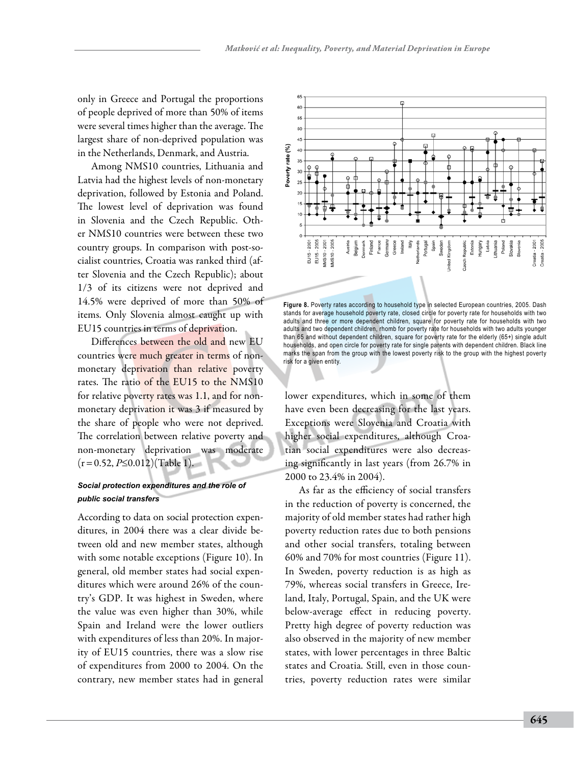only in Greece and Portugal the proportions of people deprived of more than 50% of items were several times higher than the average. The largest share of non-deprived population was in the Netherlands, Denmark, and Austria.

Among NMS10 countries, Lithuania and Latvia had the highest levels of non-monetary deprivation, followed by Estonia and Poland. The lowest level of deprivation was found in Slovenia and the Czech Republic. Other NMS10 countries were between these two country groups. In comparison with post-socialist countries, Croatia was ranked third (after Slovenia and the Czech Republic); about 1/3 of its citizens were not deprived and 14.5% were deprived of more than 50% of items. Only Slovenia almost caught up with EU15 countries in terms of deprivation.

Differences between the old and new EU countries were much greater in terms of non-monetary deprivation than relative poverty rates. The ratio of the EU15 to the NMS10 for relative poverty rates was 1.1, and for non-monetary deprivation it was 3 if measured by the share of people who were not deprived. The correlation between relative poverty and non-monetary deprivation was moderate ($r = 0.52$, $P \leq 0.012$)(Table 1).

**Figure 8.** Poverty rates according to household type in selected European countries, 2005. Dash stands for average household poverty rate, closed circle for poverty rate for households with two adults and three or more dependent children, square for poverty rate for households with two adults and two dependent children, rhomb for poverty rate for households with two adults younger than 65 and without dependent children, square for poverty rate for the elderly (65+) single adult households, and open circle for poverty rate for single parents with dependent children. Black line marks the span from the group with the lowest poverty risk to the group with the highest poverty risk for a given entity.

#### *Social protection expenditures and the role of public social transfers*

According to data on social protection expenditures, in 2004 there was a clear divide between old and new member states, although with some notable exceptions (Figure 10). In general, old member states had social expenditures which were around 26% of the country's GDP. It was highest in Sweden, where the value was even higher than 30%, while Spain and Ireland were the lower outliers with expenditures of less than 20%. In majority of EU15 countries, there was a slow rise of expenditures from 2000 to 2004. On the contrary, new member states had in general lower expenditures, which in some of them have even been decreasing for the last years. Exceptions were Slovenia and Croatia with higher social expenditures, although Croatian social expenditures were also decreasing significantly in last years (from 26.7% in 2000 to 23.4% in 2004).

As far as the efficiency of social transfers in the reduction of poverty is concerned, the majority of old member states had rather high poverty reduction rates due to both pensions and other social transfers, totaling between 60% and 70% for most countries (Figure 11). In Sweden, poverty reduction is as high as 79%, whereas social transfers in Greece, Ireland, Italy, Portugal, Spain, and the UK were below-average effect in reducing poverty. Pretty high degree of poverty reduction was also observed in the majority of new member states, with lower percentages in three Baltic states and Croatia. Still, even in those countries, poverty reduction rates were similar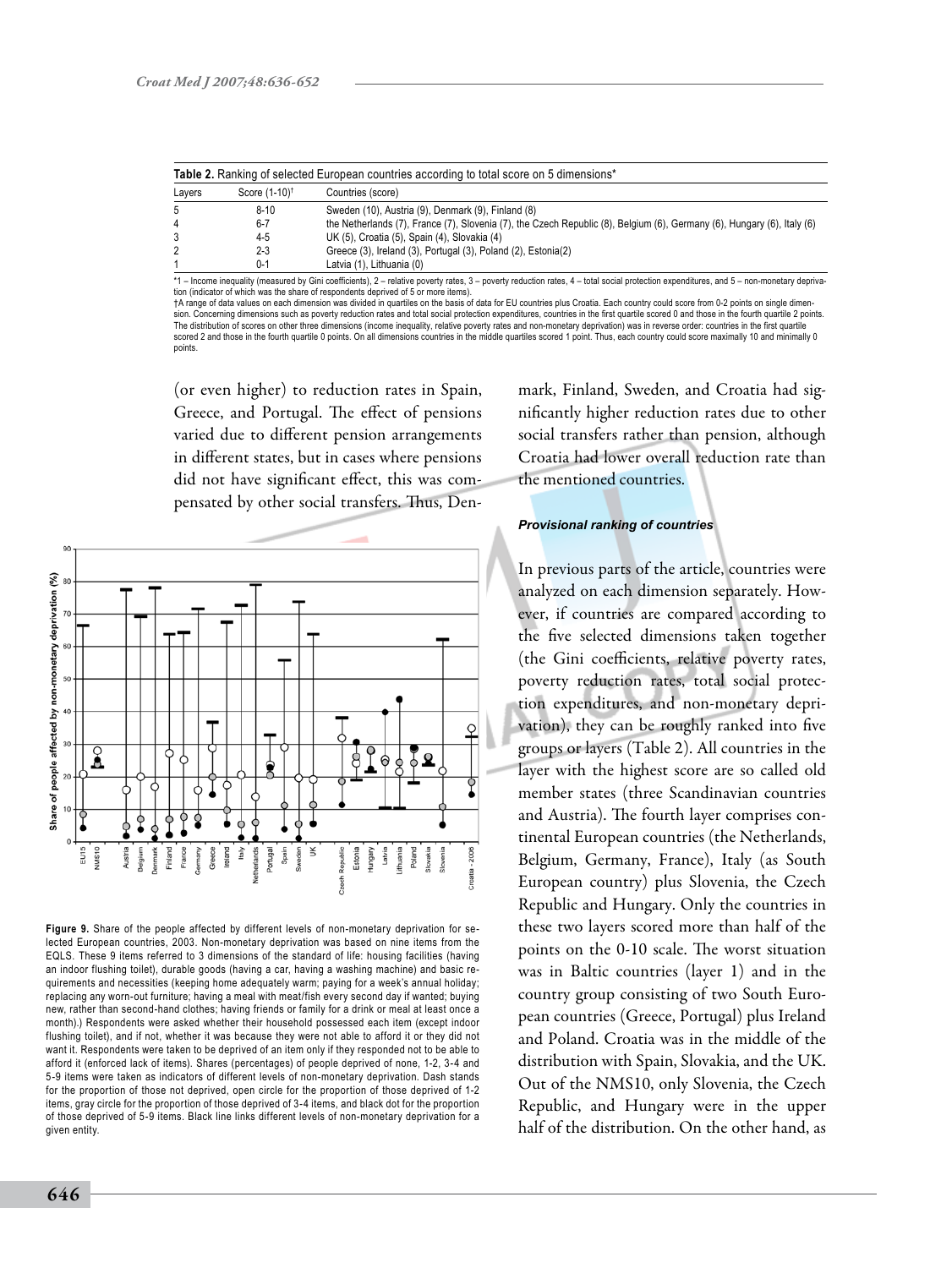**Table 2.** Ranking of selected European countries according to total score on 5 dimensions*

| Layers | Score (1-10)† | Countries (score) |
|---|---|---|
| 5 | 8-10 | Sweden (10), Austria (9), Denmark (9), Finland (8) |
| 4 | 6-7 | the Netherlands (7), France (7), Slovenia (7), the Czech Republic (8), Belgium (6), Germany (6), Hungary (6), Italy (6) |
| 3 | 4-5 | UK (5), Croatia (5), Spain (4), Slovakia (4) |
| 2 | 2-3 | Greece (3), Ireland (3), Portugal (3), Poland (2), Estonia(2) |
| 1 | 0-1 | Latvia (1), Lithuania (0) |

*1 – Income inequality (measured by Gini coefficients), 2 – relative poverty rates, 3 – poverty reduction rates, 4 – total social protection expenditures, and 5 – non-monetary deprivation (indicator of which was the share of respondents deprived of 5 or more items).
†A range of data values on each dimension was divided in quartiles on the basis of data for EU countries plus Croatia. Each country could score from 0-2 points on single dimension. Concerning dimensions such as poverty reduction rates and total social protection expenditures, countries in the first quartile scored 0 and those in the fourth quartile 2 points. The distribution of scores on other three dimensions (income inequality, relative poverty rates and non-monetary deprivation) was in reverse order: countries in the first quartile scored 2 and those in the fourth quartile 0 points. On all dimensions countries in the middle quartiles scored 1 point. Thus, each country could score maximally 10 and minimally 0 points.

(or even higher) to reduction rates in Spain, Greece, and Portugal. The effect of pensions varied due to different pension arrangements in different states, but in cases where pensions did not have significant effect, this was compensated by other social transfers. Thus, Denmark, Finland, Sweden, and Croatia had significantly higher reduction rates due to other social transfers rather than pension, although Croatia had lower overall reduction rate than the mentioned countries.

**Figure 9.** Share of the people affected by different levels of non-monetary deprivation for selected European countries, 2003. Non-monetary deprivation was based on nine items from the EQLS. These 9 items referred to 3 dimensions of the standard of life: housing facilities (having an indoor flushing toilet), durable goods (having a car, having a washing machine) and basic requirements and necessities (keeping home adequately warm; paying for a week's annual holiday; replacing any worn-out furniture; having a meal with meat/fish every second day if wanted; buying new, rather than second-hand clothes; having friends or family for a drink or meal at least once a month).) Respondents were asked whether their household possessed each item (except indoor flushing toilet), and if not, whether it was because they were not able to afford it or they did not want it. Respondents were taken to be deprived of an item only if they responded not to be able to afford it (enforced lack of items). Shares (percentages) of people deprived of none, 1-2, 3-4 and 5-9 items were taken as indicators of different levels of non-monetary deprivation. Dash stands for the proportion of those not deprived, open circle for the proportion of those deprived of 1-2 items, gray circle for the proportion of those deprived of 3-4 items, and black dot for the proportion of those deprived of 5-9 items. Black line links different levels of non-monetary deprivation for a given entity.

### *Provisional ranking of countries*

In previous parts of the article, countries were analyzed on each dimension separately. However, if countries are compared according to the five selected dimensions taken together (the Gini coefficients, relative poverty rates, poverty reduction rates, total social protection expenditures, and non-monetary deprivation), they can be roughly ranked into five groups or layers (Table 2). All countries in the layer with the highest score are so called old member states (three Scandinavian countries and Austria). The fourth layer comprises continental European countries (the Netherlands, Belgium, Germany, France), Italy (as South European country) plus Slovenia, the Czech Republic and Hungary. Only the countries in these two layers scored more than half of the points on the 0-10 scale. The worst situation was in Baltic countries (layer 1) and in the country group consisting of two South European countries (Greece, Portugal) plus Ireland and Poland. Croatia was in the middle of the distribution with Spain, Slovakia, and the UK. Out of the NMS10, only Slovenia, the Czech Republic, and Hungary were in the upper half of the distribution. On the other hand, as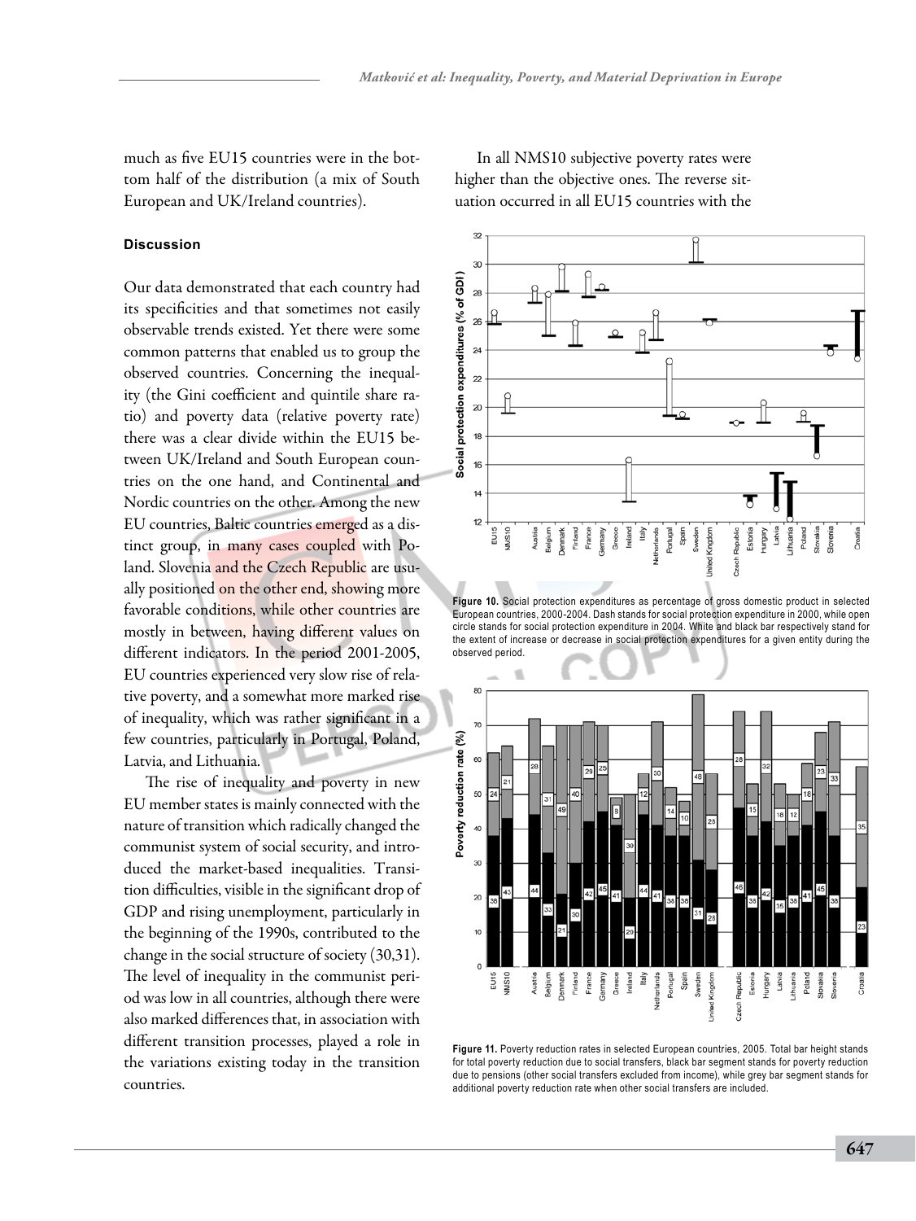much as five EU15 countries were in the bottom half of the distribution (a mix of South European and UK/Ireland countries).

### Discussion

Our data demonstrated that each country had its specificities and that sometimes not easily observable trends existed. Yet there were some common patterns that enabled us to group the observed countries. Concerning the inequality (the Gini coefficient and quintile share ratio) and poverty data (relative poverty rate) there was a clear divide within the EU15 between UK/Ireland and South European countries on the one hand, and Continental and Nordic countries on the other. Among the new EU countries, Baltic countries emerged as a distinct group, in many cases coupled with Poland. Slovenia and the Czech Republic are usually positioned on the other end, showing more favorable conditions, while other countries are mostly in between, having different values on different indicators. In the period 2001-2005, EU countries experienced very slow rise of relative poverty, and a somewhat more marked rise of inequality, which was rather significant in a few countries, particularly in Portugal, Poland, Latvia, and Lithuania.

The rise of inequality and poverty in new EU member states is mainly connected with the nature of transition which radically changed the communist system of social security, and introduced the market-based inequalities. Transition difficulties, visible in the significant drop of GDP and rising unemployment, particularly in the beginning of the 1990s, contributed to the change in the social structure of society (30,31). The level of inequality in the communist period was low in all countries, although there were also marked differences that, in association with different transition processes, played a role in the variations existing today in the transition countries.

In all NMS10 subjective poverty rates were higher than the objective ones. The reverse situation occurred in all EU15 countries with the

**Figure 10.** Social protection expenditures as percentage of gross domestic product in selected European countries, 2000-2004. Dash stands for social protection expenditure in 2000, while open circle stands for social protection expenditure in 2004. White and black bar respectively stand for the extent of increase or decrease in social protection expenditures for a given entity during the observed period.

**Figure 11.** Poverty reduction rates in selected European countries, 2005. Total bar height stands for total poverty reduction due to social transfers, black bar segment stands for poverty reduction due to pensions (other social transfers excluded from income), while grey bar segment stands for additional poverty reduction rate when other social transfers are included.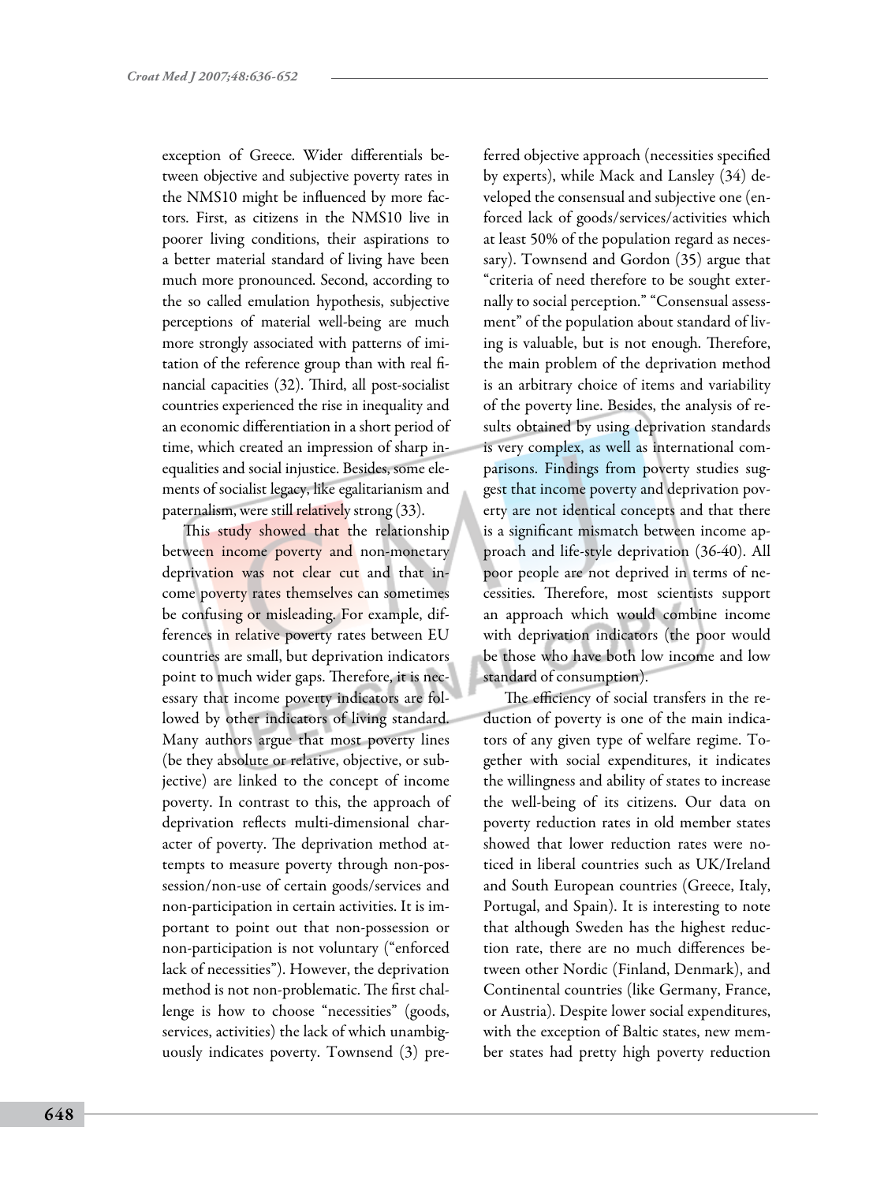exception of Greece. Wider differentials between objective and subjective poverty rates in the NMS10 might be influenced by more factors. First, as citizens in the NMS10 live in poorer living conditions, their aspirations to a better material standard of living have been much more pronounced. Second, according to the so called emulation hypothesis, subjective perceptions of material well-being are much more strongly associated with patterns of imitation of the reference group than with real financial capacities (32). Third, all post-socialist countries experienced the rise in inequality and an economic differentiation in a short period of time, which created an impression of sharp inequalities and social injustice. Besides, some elements of socialist legacy, like egalitarianism and paternalism, were still relatively strong (33).

This study showed that the relationship between income poverty and non-monetary deprivation was not clear cut and that income poverty rates themselves can sometimes be confusing or misleading. For example, differences in relative poverty rates between EU countries are small, but deprivation indicators point to much wider gaps. Therefore, it is necessary that income poverty indicators are followed by other indicators of living standard. Many authors argue that most poverty lines (be they absolute or relative, objective, or subjective) are linked to the concept of income poverty. In contrast to this, the approach of deprivation reflects multi-dimensional character of poverty. The deprivation method attempts to measure poverty through non-possession/non-use of certain goods/services and non-participation in certain activities. It is important to point out that non-possession or non-participation is not voluntary ("enforced lack of necessities"). However, the deprivation method is not non-problematic. The first challenge is how to choose "necessities" (goods, services, activities) the lack of which unambiguously indicates poverty. Townsend (3) preferred objective approach (necessities specified by experts), while Mack and Lansley (34) developed the consensual and subjective one (enforced lack of goods/services/activities which at least 50% of the population regard as necessary). Townsend and Gordon (35) argue that "criteria of need therefore to be sought externally to social perception." "Consensual assessment" of the population about standard of living is valuable, but is not enough. Therefore, the main problem of the deprivation method is an arbitrary choice of items and variability of the poverty line. Besides, the analysis of results obtained by using deprivation standards is very complex, as well as international comparisons. Findings from poverty studies suggest that income poverty and deprivation poverty are not identical concepts and that there is a significant mismatch between income approach and life-style deprivation (36-40). All poor people are not deprived in terms of necessities. Therefore, most scientists support an approach which would combine income with deprivation indicators (the poor would be those who have both low income and low standard of consumption).

The efficiency of social transfers in the reduction of poverty is one of the main indicators of any given type of welfare regime. Together with social expenditures, it indicates the willingness and ability of states to increase the well-being of its citizens. Our data on poverty reduction rates in old member states showed that lower reduction rates were noticed in liberal countries such as UK/Ireland and South European countries (Greece, Italy, Portugal, and Spain). It is interesting to note that although Sweden has the highest reduction rate, there are no much differences between other Nordic (Finland, Denmark), and Continental countries (like Germany, France, or Austria). Despite lower social expenditures, with the exception of Baltic states, new member states had pretty high poverty reduction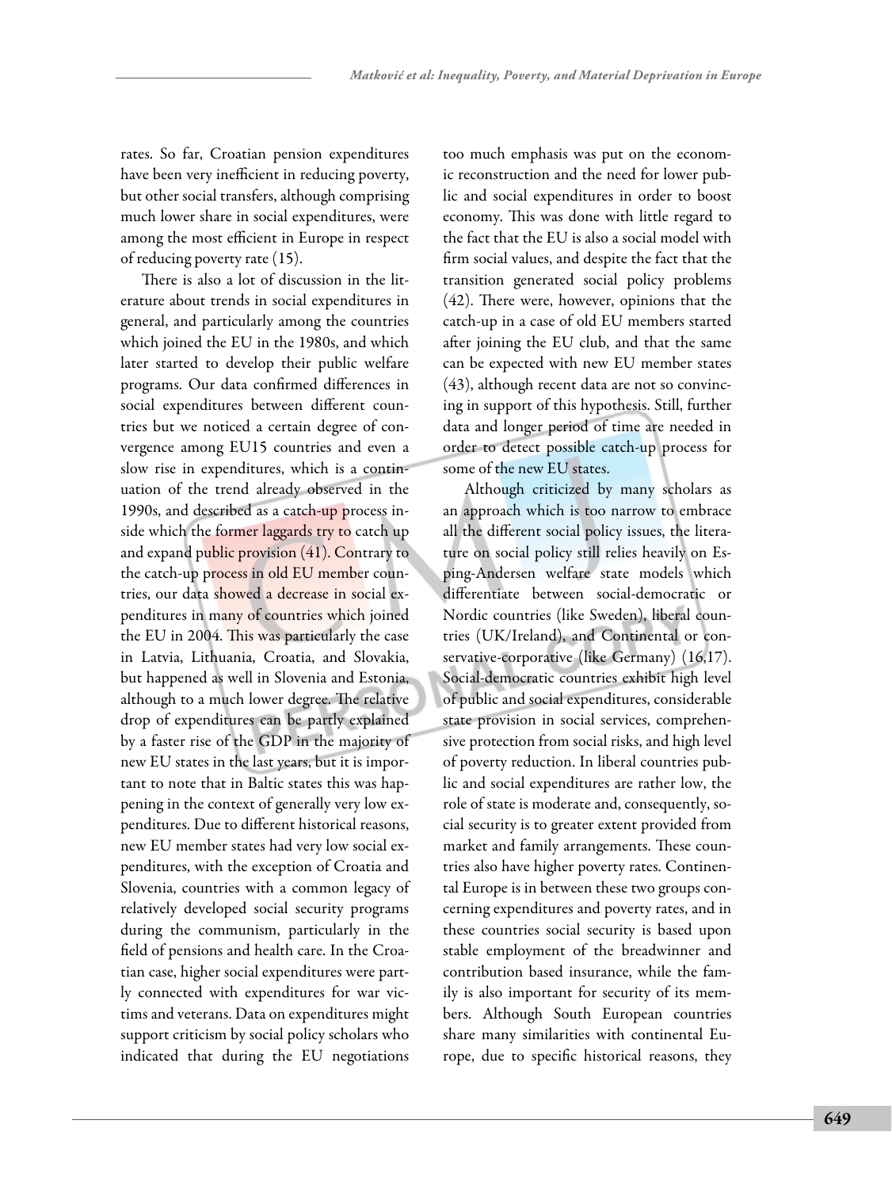rates. So far, Croatian pension expenditures have been very inefficient in reducing poverty, but other social transfers, although comprising much lower share in social expenditures, were among the most efficient in Europe in respect of reducing poverty rate (15).

There is also a lot of discussion in the literature about trends in social expenditures in general, and particularly among the countries which joined the EU in the 1980s, and which later started to develop their public welfare programs. Our data confirmed differences in social expenditures between different countries but we noticed a certain degree of convergence among EU15 countries and even a slow rise in expenditures, which is a continuation of the trend already observed in the 1990s, and described as a catch-up process inside which the former laggards try to catch up and expand public provision (41). Contrary to the catch-up process in old EU member countries, our data showed a decrease in social expenditures in many of countries which joined the EU in 2004. This was particularly the case in Latvia, Lithuania, Croatia, and Slovakia, but happened as well in Slovenia and Estonia, although to a much lower degree. The relative drop of expenditures can be partly explained by a faster rise of the GDP in the majority of new EU states in the last years, but it is important to note that in Baltic states this was happening in the context of generally very low expenditures. Due to different historical reasons, new EU member states had very low social expenditures, with the exception of Croatia and Slovenia, countries with a common legacy of relatively developed social security programs during the communism, particularly in the field of pensions and health care. In the Croatian case, higher social expenditures were partly connected with expenditures for war victims and veterans. Data on expenditures might support criticism by social policy scholars who indicated that during the EU negotiations too much emphasis was put on the economic reconstruction and the need for lower public and social expenditures in order to boost economy. This was done with little regard to the fact that the EU is also a social model with firm social values, and despite the fact that the transition generated social policy problems (42). There were, however, opinions that the catch-up in a case of old EU members started after joining the EU club, and that the same can be expected with new EU member states (43), although recent data are not so convincing in support of this hypothesis. Still, further data and longer period of time are needed in order to detect possible catch-up process for some of the new EU states.

Although criticized by many scholars as an approach which is too narrow to embrace all the different social policy issues, the literature on social policy still relies heavily on Esping-Andersen welfare state models which differentiate between social-democratic or Nordic countries (like Sweden), liberal countries (UK/Ireland), and Continental or conservative-corporative (like Germany) (16,17). Social-democratic countries exhibit high level of public and social expenditures, considerable state provision in social services, comprehensive protection from social risks, and high level of poverty reduction. In liberal countries public and social expenditures are rather low, the role of state is moderate and, consequently, social security is to greater extent provided from market and family arrangements. These countries also have higher poverty rates. Continental Europe is in between these two groups concerning expenditures and poverty rates, and in these countries social security is based upon stable employment of the breadwinner and contribution based insurance, while the family is also important for security of its members. Although South European countries share many similarities with continental Europe, due to specific historical reasons, they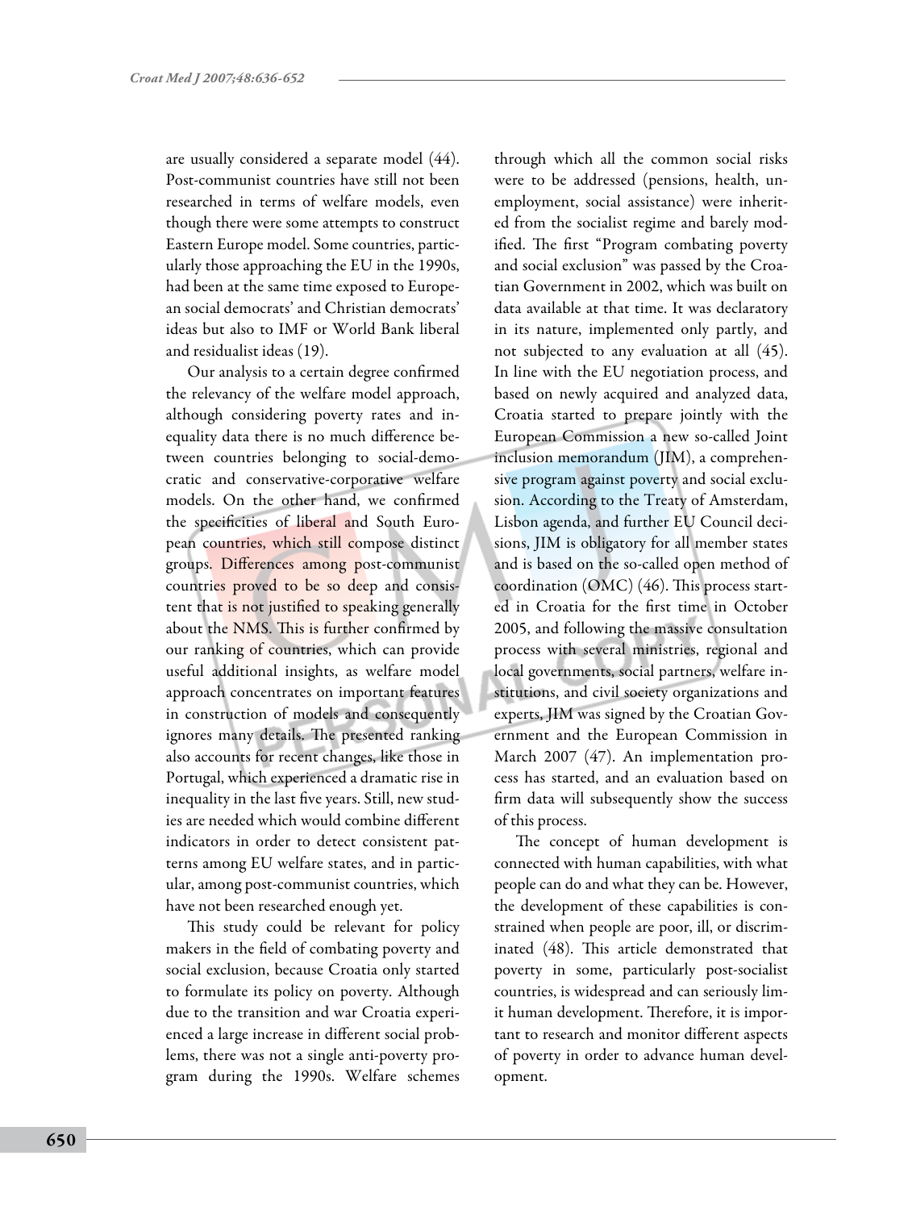are usually considered a separate model (44). Post-communist countries have still not been researched in terms of welfare models, even though there were some attempts to construct Eastern Europe model. Some countries, particularly those approaching the EU in the 1990s, had been at the same time exposed to European social democrats' and Christian democrats' ideas but also to IMF or World Bank liberal and residualist ideas (19).

Our analysis to a certain degree confirmed the relevancy of the welfare model approach, although considering poverty rates and inequality data there is no much difference between countries belonging to social-democratic and conservative-corporative welfare models. On the other hand, we confirmed the specificities of liberal and South European countries, which still compose distinct groups. Differences among post-communist countries proved to be so deep and consistent that is not justified to speaking generally about the NMS. This is further confirmed by our ranking of countries, which can provide useful additional insights, as welfare model approach concentrates on important features in construction of models and consequently ignores many details. The presented ranking also accounts for recent changes, like those in Portugal, which experienced a dramatic rise in inequality in the last five years. Still, new studies are needed which would combine different indicators in order to detect consistent patterns among EU welfare states, and in particular, among post-communist countries, which have not been researched enough yet.

This study could be relevant for policy makers in the field of combating poverty and social exclusion, because Croatia only started to formulate its policy on poverty. Although due to the transition and war Croatia experienced a large increase in different social problems, there was not a single anti-poverty program during the 1990s. Welfare schemes through which all the common social risks were to be addressed (pensions, health, unemployment, social assistance) were inherited from the socialist regime and barely modified. The first "Program combating poverty and social exclusion" was passed by the Croatian Government in 2002, which was built on data available at that time. It was declaratory in its nature, implemented only partly, and not subjected to any evaluation at all (45). In line with the EU negotiation process, and based on newly acquired and analyzed data, Croatia started to prepare jointly with the European Commission a new so-called Joint inclusion memorandum (JIM), a comprehensive program against poverty and social exclusion. According to the Treaty of Amsterdam, Lisbon agenda, and further EU Council decisions, JIM is obligatory for all member states and is based on the so-called open method of coordination (OMC) (46). This process started in Croatia for the first time in October 2005, and following the massive consultation process with several ministries, regional and local governments, social partners, welfare institutions, and civil society organizations and experts, JIM was signed by the Croatian Government and the European Commission in March 2007 (47). An implementation process has started, and an evaluation based on firm data will subsequently show the success of this process.

The concept of human development is connected with human capabilities, with what people can do and what they can be. However, the development of these capabilities is constrained when people are poor, ill, or discriminated (48). This article demonstrated that poverty in some, particularly post-socialist countries, is widespread and can seriously limit human development. Therefore, it is important to research and monitor different aspects of poverty in order to advance human development.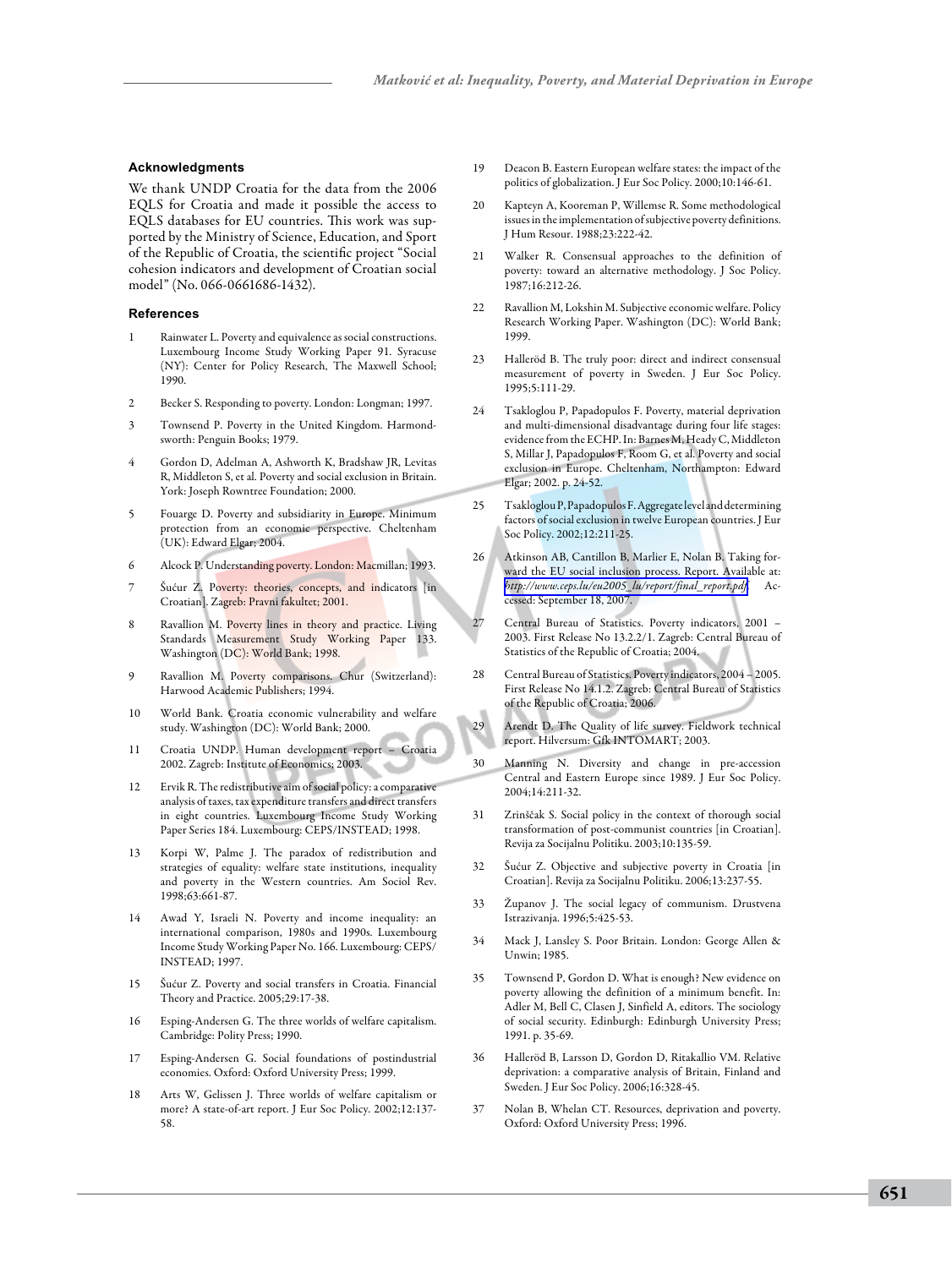## Acknowledgments

We thank UNDP Croatia for the data from the 2006 EQLS for Croatia and made it possible the access to EQLS databases for EU countries. This work was supported by the Ministry of Science, Education, and Sport of the Republic of Croatia, the scientific project "Social cohesion indicators and development of Croatian social model" (No. 066-0661686-1432).

## References

1. Rainwater L. Poverty and equivalence as social constructions. Luxembourg Income Study Working Paper 91. Syracuse (NY): Center for Policy Research, The Maxwell School; 1990.
2. Becker S. Responding to poverty. London: Longman; 1997.
3. Townsend P. Poverty in the United Kingdom. Harmondsworth: Penguin Books; 1979.
4. Gordon D, Adelman A, Ashworth K, Bradshaw JR, Levitas R, Middleton S, et al. Poverty and social exclusion in Britain. York: Joseph Rowntree Foundation; 2000.
5. Fouarge D. Poverty and subsidiarity in Europe. Minimum protection from an economic perspective. Cheltenham (UK): Edward Elgar; 2004.
6. Alcock P. Understanding poverty. London: Macmillan; 1993.
7. Šućur Z. Poverty: theories, concepts, and indicators [in Croatian]. Zagreb: Pravni fakultet; 2001.
8. Ravallion M. Poverty lines in theory and practice. Living Standards Measurement Study Working Paper 133. Washington (DC): World Bank; 1998.
9. Ravallion M. Poverty comparisons. Chur (Switzerland): Harwood Academic Publishers; 1994.
10. World Bank. Croatia economic vulnerability and welfare study. Washington (DC): World Bank; 2000.
11. Croatia UNDP. Human development report – Croatia 2002. Zagreb: Institute of Economics; 2003.
12. Ervik R. The redistributive aim of social policy: a comparative analysis of taxes, tax expenditure transfers and direct transfers in eight countries. Luxembourg Income Study Working Paper Series 184. Luxembourg: CEPS/INSTEAD; 1998.
13. Korpi W, Palme J. The paradox of redistribution and strategies of equality: welfare state institutions, inequality and poverty in the Western countries. Am Sociol Rev. 1998;63:661-87.
14. Awad Y, Israeli N. Poverty and income inequality: an international comparison, 1980s and 1990s. Luxembourg Income Study Working Paper No. 166. Luxembourg: CEPS/INSTEAD; 1997.
15. Šućur Z. Poverty and social transfers in Croatia. Financial Theory and Practice. 2005;29:17-38.
16. Esping-Andersen G. The three worlds of welfare capitalism. Cambridge: Polity Press; 1990.
17. Esping-Andersen G. Social foundations of postindustrial economies. Oxford: Oxford University Press; 1999.
18. Arts W, Gelissen J. Three worlds of welfare capitalism or more? A state-of-art report. J Eur Soc Policy. 2002;12:137-58.
19. Deacon B. Eastern European welfare states: the impact of the politics of globalization. J Eur Soc Policy. 2000;10:146-61.
20. Kapteyn A, Kooreman P, Willemse R. Some methodological issues in the implementation of subjective poverty definitions. J Hum Resour. 1988;23:222-42.
21. Walker R. Consensual approaches to the definition of poverty: toward an alternative methodology. J Soc Policy. 1987;16:212-26.
22. Ravallion M, Lokshin M. Subjective economic welfare. Policy Research Working Paper. Washington (DC): World Bank; 1999.
23. Halleröd B. The truly poor: direct and indirect consensual measurement of poverty in Sweden. J Eur Soc Policy. 1995;5:111-29.
24. Tsakloglou P, Papadopulos F. Poverty, material deprivation and multi-dimensional disadvantage during four life stages: evidence from the ECHP. In: Barnes M, Heady C, Middleton S, Millar J, Papadopulos F, Room G, et al. Poverty and social exclusion in Europe. Cheltenham, Northampton: Edward Elgar; 2002. p. 24-52.
25. Tsakloglou P, Papadopulos F. Aggregate level and determining factors of social exclusion in twelve European countries. J Eur Soc Policy. 2002;12:211-25.
26. Atkinson AB, Cantillon B, Marlier E, Nolan B. Taking forward the EU social inclusion process. Report. Available at: *http://www.ceps.lu/eu2005_lu/report/final_report.pdf*. Accessed: September 18, 2007.
27. Central Bureau of Statistics. Poverty indicators, 2001 – 2003. First Release No 13.2.2/1. Zagreb: Central Bureau of Statistics of the Republic of Croatia; 2004.
28. Central Bureau of Statistics. Poverty indicators, 2004 – 2005. First Release No 14.1.2. Zagreb: Central Bureau of Statistics of the Republic of Croatia; 2006.
29. Arendt D. The Quality of life survey. Fieldwork technical report. Hilversum: Gfk INTOMART; 2003.
30. Manning N. Diversity and change in pre-accession Central and Eastern Europe since 1989. J Eur Soc Policy. 2004;14:211-32.
31. Zrinščak S. Social policy in the context of thorough social transformation of post-communist countries [in Croatian]. Revija za Socijalnu Politiku. 2003;10:135-59.
32. Šućur Z. Objective and subjective poverty in Croatia [in Croatian]. Revija za Socijalnu Politiku. 2006;13:237-55.
33. Županov J. The social legacy of communism. Drustvena Istrazivanja. 1996;5:425-53.
34. Mack J, Lansley S. Poor Britain. London: George Allen & Unwin; 1985.
35. Townsend P, Gordon D. What is enough? New evidence on poverty allowing the definition of a minimum benefit. In: Adler M, Bell C, Clasen J, Sinfield A, editors. The sociology of social security. Edinburgh: Edinburgh University Press; 1991. p. 35-69.
36. Halleröd B, Larsson D, Gordon D, Ritakallio VM. Relative deprivation: a comparative analysis of Britain, Finland and Sweden. J Eur Soc Policy. 2006;16:328-45.
37. Nolan B, Whelan CT. Resources, deprivation and poverty. Oxford: Oxford University Press; 1996.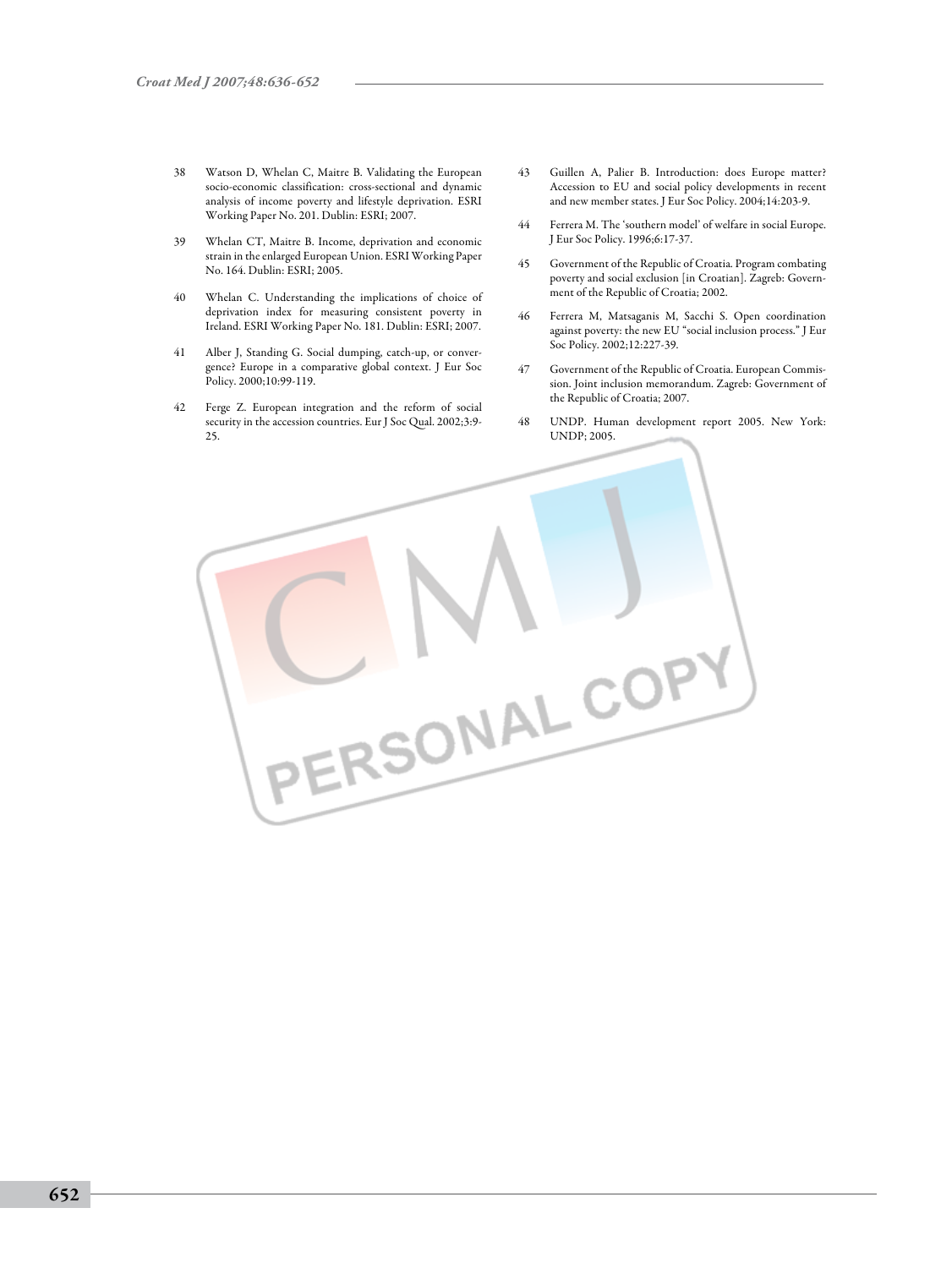38 Watson D, Whelan C, Maitre B. Validating the European socio-economic classification: cross-sectional and dynamic analysis of income poverty and lifestyle deprivation. ESRI Working Paper No. 201. Dublin: ESRI; 2007.

39 Whelan CT, Maitre B. Income, deprivation and economic strain in the enlarged European Union. ESRI Working Paper No. 164. Dublin: ESRI; 2005.

40 Whelan C. Understanding the implications of choice of deprivation index for measuring consistent poverty in Ireland. ESRI Working Paper No. 181. Dublin: ESRI; 2007.

41 Alber J, Standing G. Social dumping, catch-up, or convergence? Europe in a comparative global context. J Eur Soc Policy. 2000;10:99-119.

42 Ferge Z. European integration and the reform of social security in the accession countries. Eur J Soc Qual. 2002;3:9-25.

43 Guillen A, Palier B. Introduction: does Europe matter? Accession to EU and social policy developments in recent and new member states. J Eur Soc Policy. 2004;14:203-9.

44 Ferrera M. The 'southern model' of welfare in social Europe. J Eur Soc Policy. 1996;6:17-37.

45 Government of the Republic of Croatia. Program combating poverty and social exclusion [in Croatian]. Zagreb: Government of the Republic of Croatia; 2002.

46 Ferrera M, Matsaganis M, Sacchi S. Open coordination against poverty: the new EU "social inclusion process." J Eur Soc Policy. 2002;12:227-39.

47 Government of the Republic of Croatia. European Commission. Joint inclusion memorandum. Zagreb: Government of the Republic of Croatia; 2007.

48 UNDP. Human development report 2005. New York: UNDP; 2005.